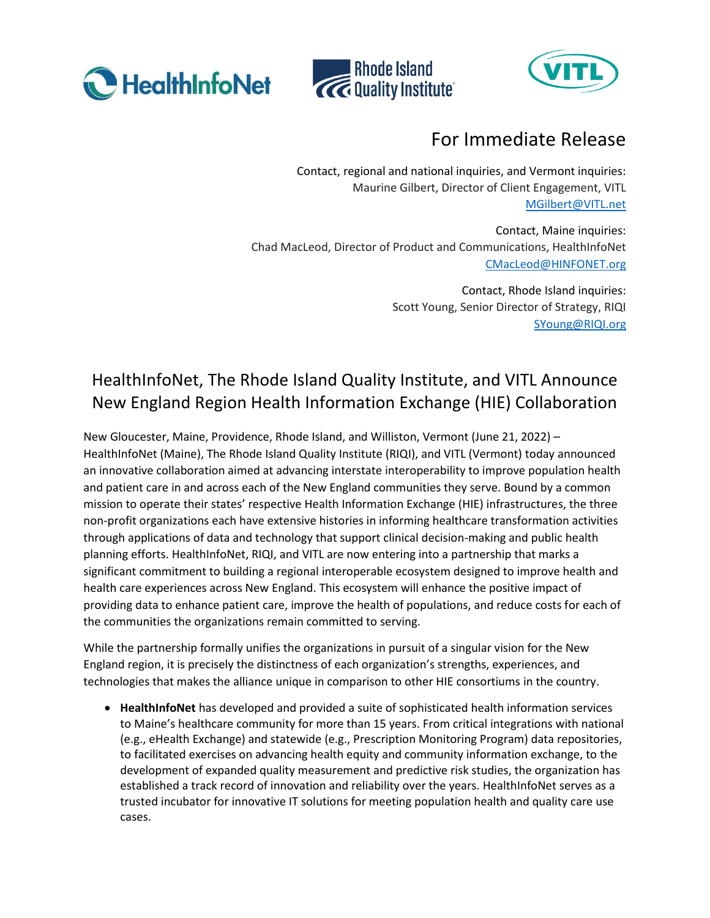HealthInfoNet Rhode Island Quality Institute VITL

## For Immediate Release

Contact, regional and national inquiries, and Vermont inquiries:
Maurine Gilbert, Director of Client Engagement, VITL
MGilbert@VITL.net

Contact, Maine inquiries:
Chad MacLeod, Director of Product and Communications, HealthInfoNet
CMacLeod@HINFONET.org

Contact, Rhode Island inquiries:
Scott Young, Senior Director of Strategy, RIQI
SYoung@RIQI.org

# HealthInfoNet, The Rhode Island Quality Institute, and VITL Announce New England Region Health Information Exchange (HIE) Collaboration

New Gloucester, Maine, Providence, Rhode Island, and Williston, Vermont (June 21, 2022) – HealthInfoNet (Maine), The Rhode Island Quality Institute (RIQI), and VITL (Vermont) today announced an innovative collaboration aimed at advancing interstate interoperability to improve population health and patient care in and across each of the New England communities they serve. Bound by a common mission to operate their states' respective Health Information Exchange (HIE) infrastructures, the three non-profit organizations each have extensive histories in informing healthcare transformation activities through applications of data and technology that support clinical decision-making and public health planning efforts. HealthInfoNet, RIQI, and VITL are now entering into a partnership that marks a significant commitment to building a regional interoperable ecosystem designed to improve health and health care experiences across New England. This ecosystem will enhance the positive impact of providing data to enhance patient care, improve the health of populations, and reduce costs for each of the communities the organizations remain committed to serving.

While the partnership formally unifies the organizations in pursuit of a singular vision for the New England region, it is precisely the distinctness of each organization's strengths, experiences, and technologies that makes the alliance unique in comparison to other HIE consortiums in the country.

- **HealthInfoNet** has developed and provided a suite of sophisticated health information services to Maine's healthcare community for more than 15 years. From critical integrations with national (e.g., eHealth Exchange) and statewide (e.g., Prescription Monitoring Program) data repositories, to facilitated exercises on advancing health equity and community information exchange, to the development of expanded quality measurement and predictive risk studies, the organization has established a track record of innovation and reliability over the years. HealthInfoNet serves as a trusted incubator for innovative IT solutions for meeting population health and quality care use cases.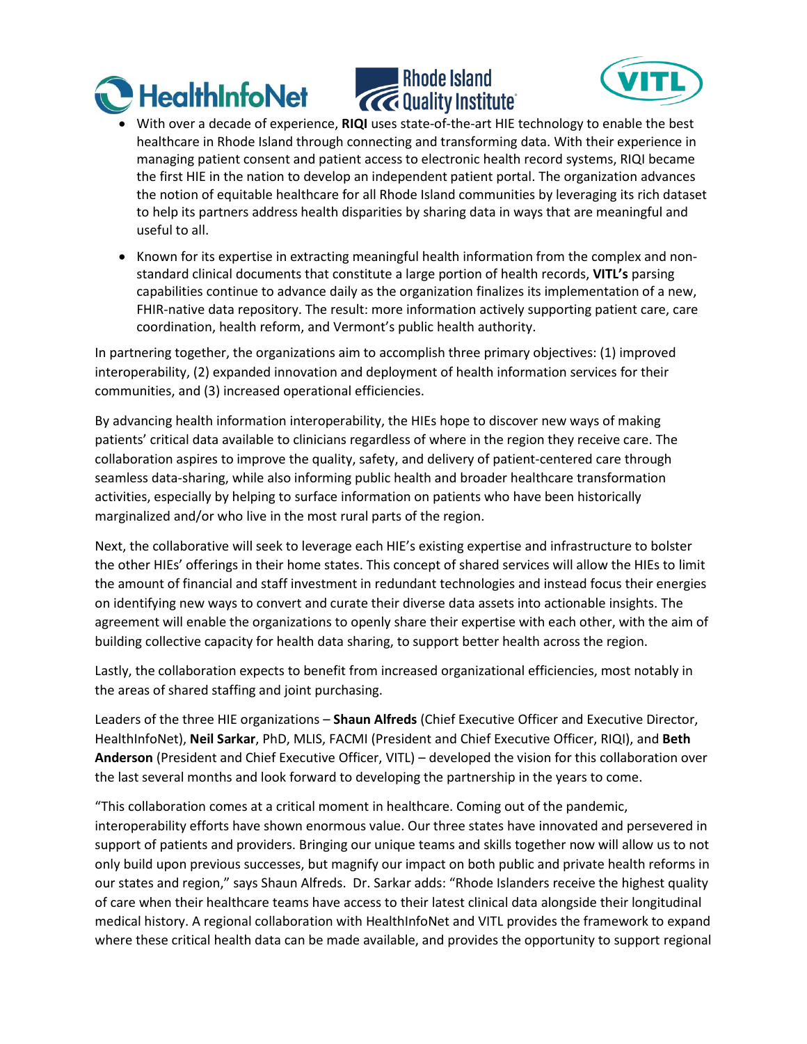- With over a decade of experience, **RIQI** uses state-of-the-art HIE technology to enable the best healthcare in Rhode Island through connecting and transforming data. With their experience in managing patient consent and patient access to electronic health record systems, RIQI became the first HIE in the nation to develop an independent patient portal. The organization advances the notion of equitable healthcare for all Rhode Island communities by leveraging its rich dataset to help its partners address health disparities by sharing data in ways that are meaningful and useful to all.
- Known for its expertise in extracting meaningful health information from the complex and non-standard clinical documents that constitute a large portion of health records, **VITL's** parsing capabilities continue to advance daily as the organization finalizes its implementation of a new, FHIR-native data repository. The result: more information actively supporting patient care, care coordination, health reform, and Vermont's public health authority.

In partnering together, the organizations aim to accomplish three primary objectives: (1) improved interoperability, (2) expanded innovation and deployment of health information services for their communities, and (3) increased operational efficiencies.

By advancing health information interoperability, the HIEs hope to discover new ways of making patients' critical data available to clinicians regardless of where in the region they receive care. The collaboration aspires to improve the quality, safety, and delivery of patient-centered care through seamless data-sharing, while also informing public health and broader healthcare transformation activities, especially by helping to surface information on patients who have been historically marginalized and/or who live in the most rural parts of the region.

Next, the collaborative will seek to leverage each HIE's existing expertise and infrastructure to bolster the other HIEs' offerings in their home states. This concept of shared services will allow the HIEs to limit the amount of financial and staff investment in redundant technologies and instead focus their energies on identifying new ways to convert and curate their diverse data assets into actionable insights. The agreement will enable the organizations to openly share their expertise with each other, with the aim of building collective capacity for health data sharing, to support better health across the region.

Lastly, the collaboration expects to benefit from increased organizational efficiencies, most notably in the areas of shared staffing and joint purchasing.

Leaders of the three HIE organizations – **Shaun Alfreds** (Chief Executive Officer and Executive Director, HealthInfoNet), **Neil Sarkar**, PhD, MLIS, FACMI (President and Chief Executive Officer, RIQI), and **Beth Anderson** (President and Chief Executive Officer, VITL) – developed the vision for this collaboration over the last several months and look forward to developing the partnership in the years to come.

"This collaboration comes at a critical moment in healthcare. Coming out of the pandemic, interoperability efforts have shown enormous value. Our three states have innovated and persevered in support of patients and providers. Bringing our unique teams and skills together now will allow us to not only build upon previous successes, but magnify our impact on both public and private health reforms in our states and region," says Shaun Alfreds. Dr. Sarkar adds: "Rhode Islanders receive the highest quality of care when their healthcare teams have access to their latest clinical data alongside their longitudinal medical history. A regional collaboration with HealthInfoNet and VITL provides the framework to expand where these critical health data can be made available, and provides the opportunity to support regional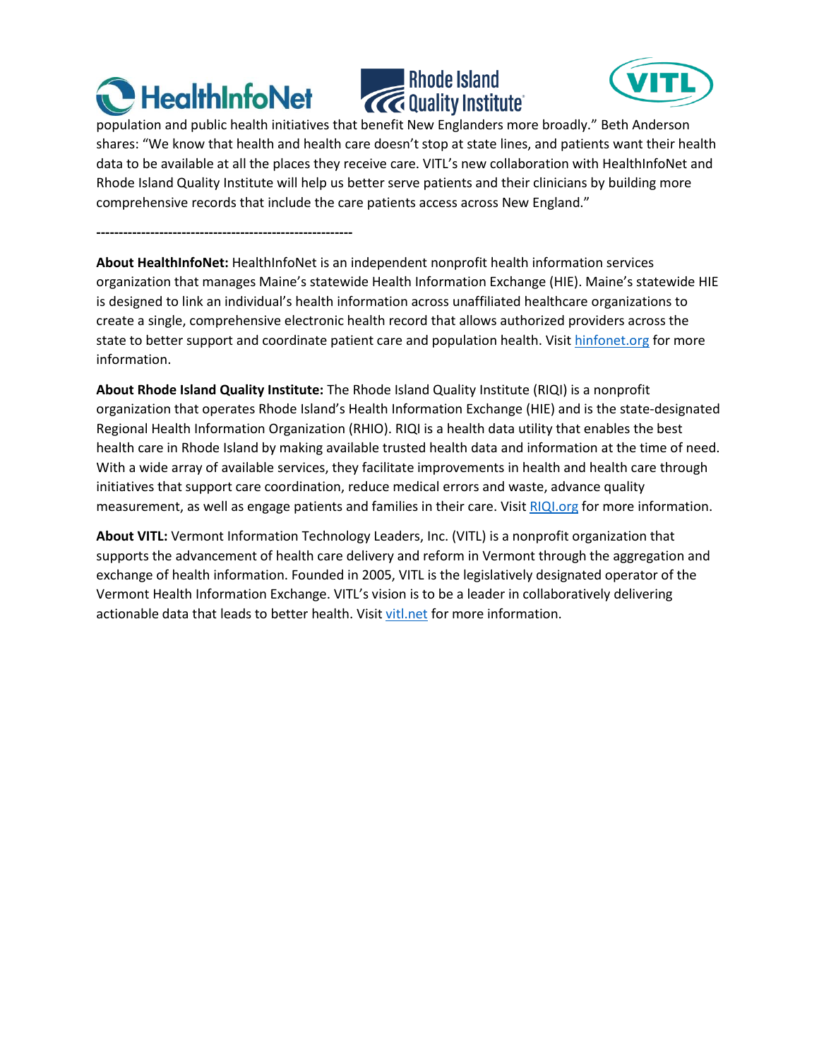population and public health initiatives that benefit New Englanders more broadly." Beth Anderson shares: "We know that health and health care doesn't stop at state lines, and patients want their health data to be available at all the places they receive care. VITL's new collaboration with HealthInfoNet and Rhode Island Quality Institute will help us better serve patients and their clinicians by building more comprehensive records that include the care patients access across New England."

---------------------------------------------------------

**About HealthInfoNet:** HealthInfoNet is an independent nonprofit health information services organization that manages Maine's statewide Health Information Exchange (HIE). Maine's statewide HIE is designed to link an individual's health information across unaffiliated healthcare organizations to create a single, comprehensive electronic health record that allows authorized providers across the state to better support and coordinate patient care and population health. Visit [hinfonet.org](hinfonet.org) for more information.

**About Rhode Island Quality Institute:** The Rhode Island Quality Institute (RIQI) is a nonprofit organization that operates Rhode Island's Health Information Exchange (HIE) and is the state-designated Regional Health Information Organization (RHIO). RIQI is a health data utility that enables the best health care in Rhode Island by making available trusted health data and information at the time of need. With a wide array of available services, they facilitate improvements in health and health care through initiatives that support care coordination, reduce medical errors and waste, advance quality measurement, as well as engage patients and families in their care. Visit [RIQI.org](RIQI.org) for more information.

**About VITL:** Vermont Information Technology Leaders, Inc. (VITL) is a nonprofit organization that supports the advancement of health care delivery and reform in Vermont through the aggregation and exchange of health information. Founded in 2005, VITL is the legislatively designated operator of the Vermont Health Information Exchange. VITL's vision is to be a leader in collaboratively delivering actionable data that leads to better health. Visit [vitl.net](vitl.net) for more information.